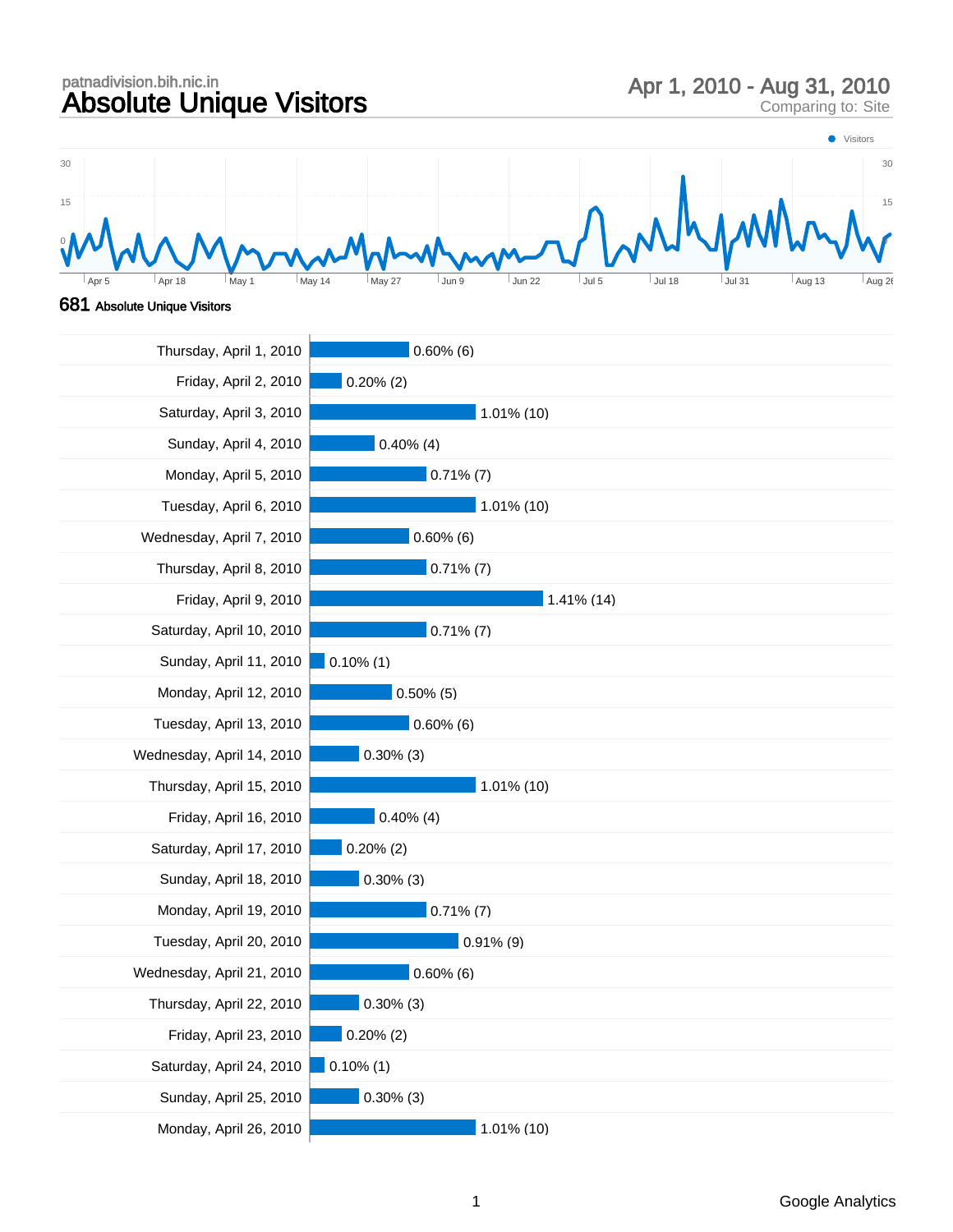patnadivision.bih.nic.in

# Absolute Unique Visitors

**Apr 1, 2010 - Aug 31, 2010**
Comparing to: Site

**681** Absolute Unique Visitors

| Date | Visitors |
|---|---|
| Thursday, April 1, 2010 | 0.60% (6) |
| Friday, April 2, 2010 | 0.20% (2) |
| Saturday, April 3, 2010 | 1.01% (10) |
| Sunday, April 4, 2010 | 0.40% (4) |
| Monday, April 5, 2010 | 0.71% (7) |
| Tuesday, April 6, 2010 | 1.01% (10) |
| Wednesday, April 7, 2010 | 0.60% (6) |
| Thursday, April 8, 2010 | 0.71% (7) |
| Friday, April 9, 2010 | 1.41% (14) |
| Saturday, April 10, 2010 | 0.71% (7) |
| Sunday, April 11, 2010 | 0.10% (1) |
| Monday, April 12, 2010 | 0.50% (5) |
| Tuesday, April 13, 2010 | 0.60% (6) |
| Wednesday, April 14, 2010 | 0.30% (3) |
| Thursday, April 15, 2010 | 1.01% (10) |
| Friday, April 16, 2010 | 0.40% (4) |
| Saturday, April 17, 2010 | 0.20% (2) |
| Sunday, April 18, 2010 | 0.30% (3) |
| Monday, April 19, 2010 | 0.71% (7) |
| Tuesday, April 20, 2010 | 0.91% (9) |
| Wednesday, April 21, 2010 | 0.60% (6) |
| Thursday, April 22, 2010 | 0.30% (3) |
| Friday, April 23, 2010 | 0.20% (2) |
| Saturday, April 24, 2010 | 0.10% (1) |
| Sunday, April 25, 2010 | 0.30% (3) |
| Monday, April 26, 2010 | 1.01% (10) |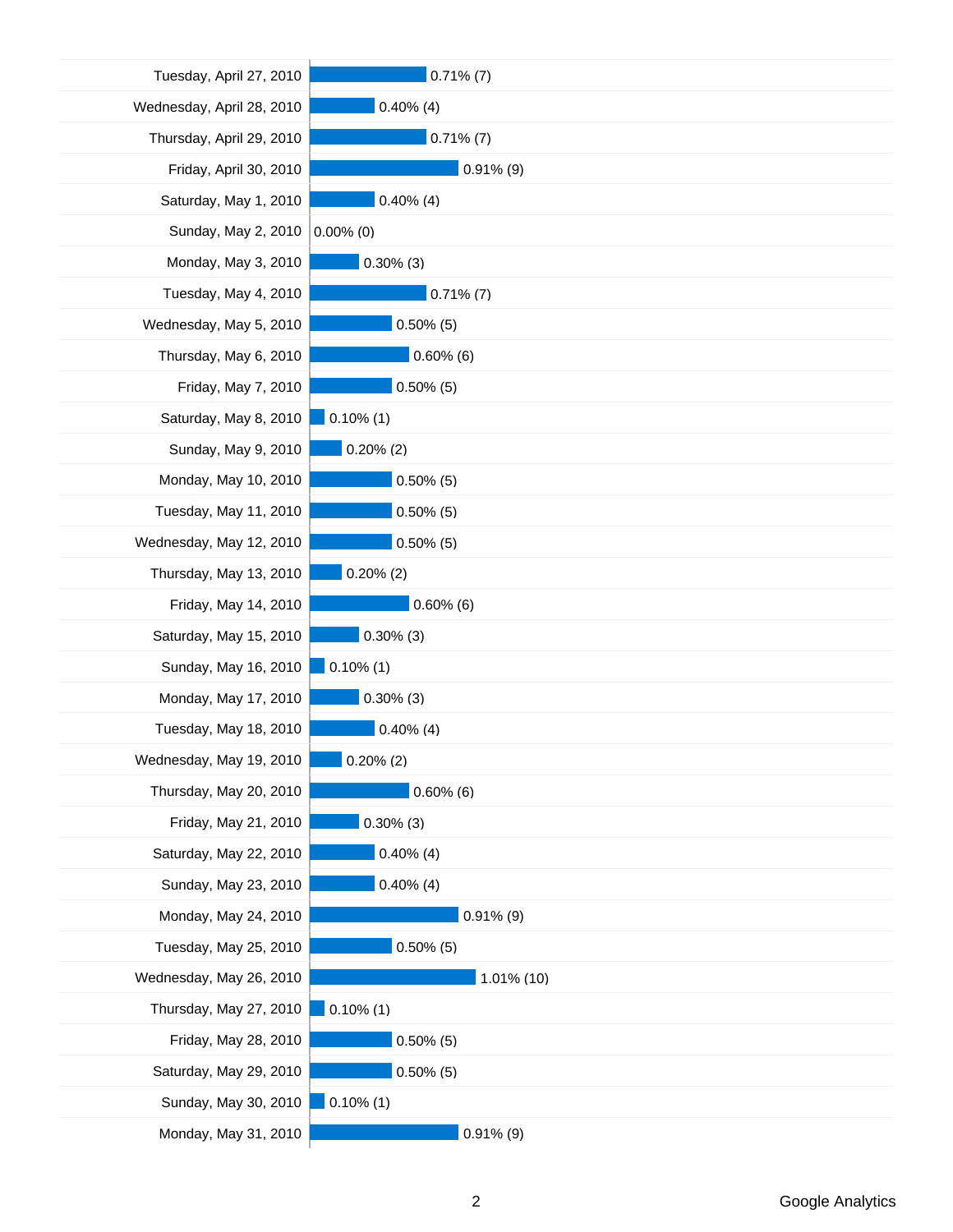| Date | Value |
|---|---|
| Tuesday, April 27, 2010 | 0.71% (7) |
| Wednesday, April 28, 2010 | 0.40% (4) |
| Thursday, April 29, 2010 | 0.71% (7) |
| Friday, April 30, 2010 | 0.91% (9) |
| Saturday, May 1, 2010 | 0.40% (4) |
| Sunday, May 2, 2010 | 0.00% (0) |
| Monday, May 3, 2010 | 0.30% (3) |
| Tuesday, May 4, 2010 | 0.71% (7) |
| Wednesday, May 5, 2010 | 0.50% (5) |
| Thursday, May 6, 2010 | 0.60% (6) |
| Friday, May 7, 2010 | 0.50% (5) |
| Saturday, May 8, 2010 | 0.10% (1) |
| Sunday, May 9, 2010 | 0.20% (2) |
| Monday, May 10, 2010 | 0.50% (5) |
| Tuesday, May 11, 2010 | 0.50% (5) |
| Wednesday, May 12, 2010 | 0.50% (5) |
| Thursday, May 13, 2010 | 0.20% (2) |
| Friday, May 14, 2010 | 0.60% (6) |
| Saturday, May 15, 2010 | 0.30% (3) |
| Sunday, May 16, 2010 | 0.10% (1) |
| Monday, May 17, 2010 | 0.30% (3) |
| Tuesday, May 18, 2010 | 0.40% (4) |
| Wednesday, May 19, 2010 | 0.20% (2) |
| Thursday, May 20, 2010 | 0.60% (6) |
| Friday, May 21, 2010 | 0.30% (3) |
| Saturday, May 22, 2010 | 0.40% (4) |
| Sunday, May 23, 2010 | 0.40% (4) |
| Monday, May 24, 2010 | 0.91% (9) |
| Tuesday, May 25, 2010 | 0.50% (5) |
| Wednesday, May 26, 2010 | 1.01% (10) |
| Thursday, May 27, 2010 | 0.10% (1) |
| Friday, May 28, 2010 | 0.50% (5) |
| Saturday, May 29, 2010 | 0.50% (5) |
| Sunday, May 30, 2010 | 0.10% (1) |
| Monday, May 31, 2010 | 0.91% (9) |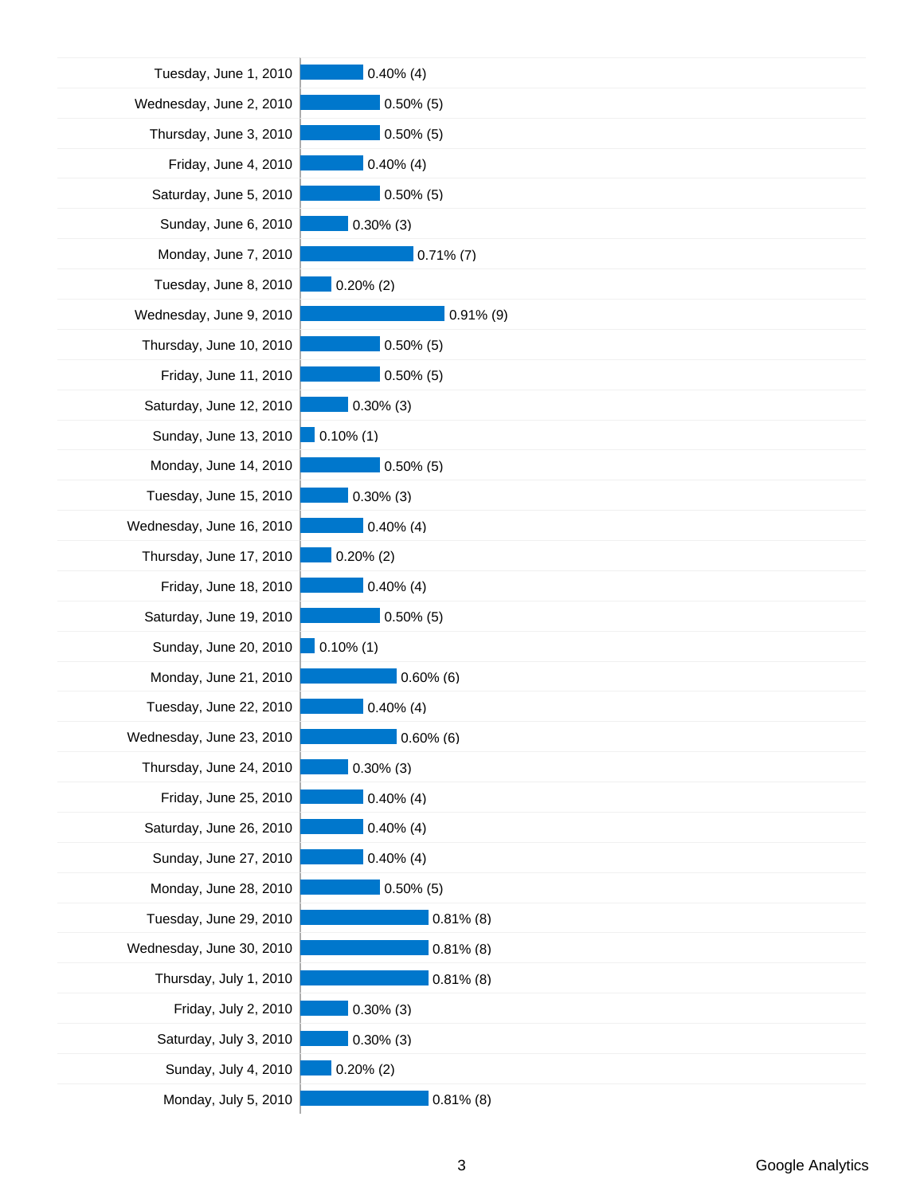| Date | Value |
|---|---|
| Tuesday, June 1, 2010 | 0.40% (4) |
| Wednesday, June 2, 2010 | 0.50% (5) |
| Thursday, June 3, 2010 | 0.50% (5) |
| Friday, June 4, 2010 | 0.40% (4) |
| Saturday, June 5, 2010 | 0.50% (5) |
| Sunday, June 6, 2010 | 0.30% (3) |
| Monday, June 7, 2010 | 0.71% (7) |
| Tuesday, June 8, 2010 | 0.20% (2) |
| Wednesday, June 9, 2010 | 0.91% (9) |
| Thursday, June 10, 2010 | 0.50% (5) |
| Friday, June 11, 2010 | 0.50% (5) |
| Saturday, June 12, 2010 | 0.30% (3) |
| Sunday, June 13, 2010 | 0.10% (1) |
| Monday, June 14, 2010 | 0.50% (5) |
| Tuesday, June 15, 2010 | 0.30% (3) |
| Wednesday, June 16, 2010 | 0.40% (4) |
| Thursday, June 17, 2010 | 0.20% (2) |
| Friday, June 18, 2010 | 0.40% (4) |
| Saturday, June 19, 2010 | 0.50% (5) |
| Sunday, June 20, 2010 | 0.10% (1) |
| Monday, June 21, 2010 | 0.60% (6) |
| Tuesday, June 22, 2010 | 0.40% (4) |
| Wednesday, June 23, 2010 | 0.60% (6) |
| Thursday, June 24, 2010 | 0.30% (3) |
| Friday, June 25, 2010 | 0.40% (4) |
| Saturday, June 26, 2010 | 0.40% (4) |
| Sunday, June 27, 2010 | 0.40% (4) |
| Monday, June 28, 2010 | 0.50% (5) |
| Tuesday, June 29, 2010 | 0.81% (8) |
| Wednesday, June 30, 2010 | 0.81% (8) |
| Thursday, July 1, 2010 | 0.81% (8) |
| Friday, July 2, 2010 | 0.30% (3) |
| Saturday, July 3, 2010 | 0.30% (3) |
| Sunday, July 4, 2010 | 0.20% (2) |
| Monday, July 5, 2010 | 0.81% (8) |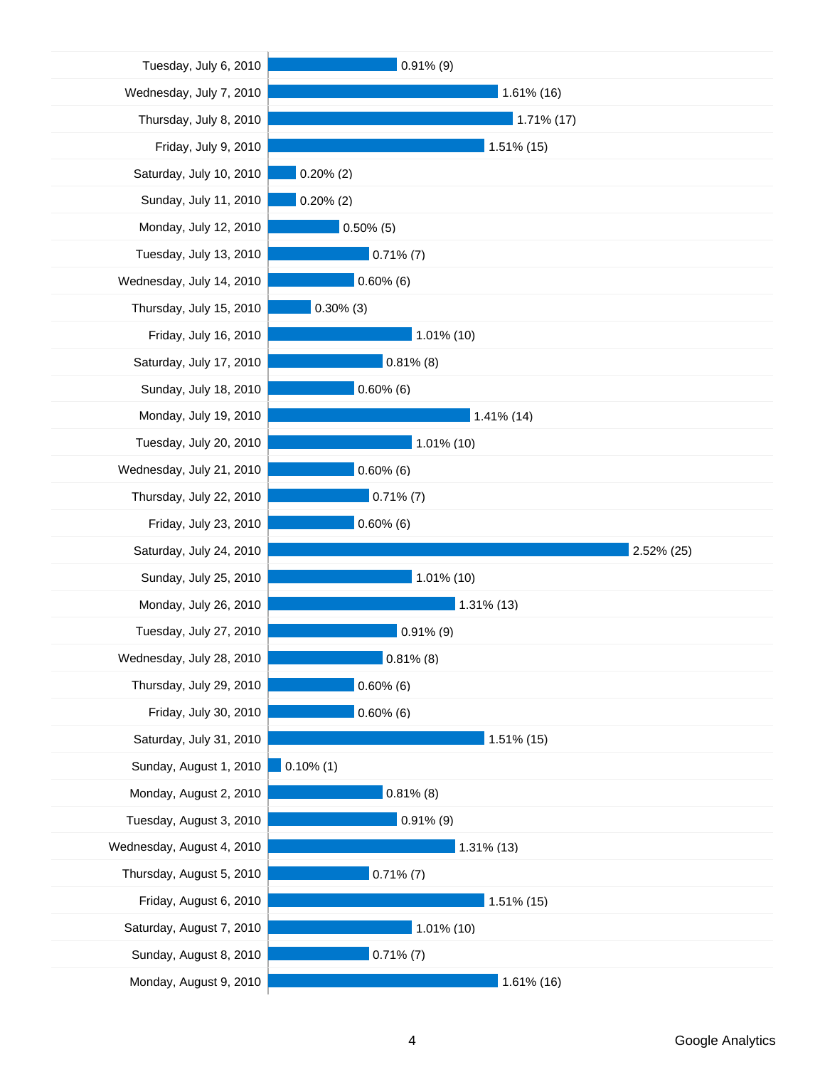| Date | Value |
|---|---|
| Tuesday, July 6, 2010 | 0.91% (9) |
| Wednesday, July 7, 2010 | 1.61% (16) |
| Thursday, July 8, 2010 | 1.71% (17) |
| Friday, July 9, 2010 | 1.51% (15) |
| Saturday, July 10, 2010 | 0.20% (2) |
| Sunday, July 11, 2010 | 0.20% (2) |
| Monday, July 12, 2010 | 0.50% (5) |
| Tuesday, July 13, 2010 | 0.71% (7) |
| Wednesday, July 14, 2010 | 0.60% (6) |
| Thursday, July 15, 2010 | 0.30% (3) |
| Friday, July 16, 2010 | 1.01% (10) |
| Saturday, July 17, 2010 | 0.81% (8) |
| Sunday, July 18, 2010 | 0.60% (6) |
| Monday, July 19, 2010 | 1.41% (14) |
| Tuesday, July 20, 2010 | 1.01% (10) |
| Wednesday, July 21, 2010 | 0.60% (6) |
| Thursday, July 22, 2010 | 0.71% (7) |
| Friday, July 23, 2010 | 0.60% (6) |
| Saturday, July 24, 2010 | 2.52% (25) |
| Sunday, July 25, 2010 | 1.01% (10) |
| Monday, July 26, 2010 | 1.31% (13) |
| Tuesday, July 27, 2010 | 0.91% (9) |
| Wednesday, July 28, 2010 | 0.81% (8) |
| Thursday, July 29, 2010 | 0.60% (6) |
| Friday, July 30, 2010 | 0.60% (6) |
| Saturday, July 31, 2010 | 1.51% (15) |
| Sunday, August 1, 2010 | 0.10% (1) |
| Monday, August 2, 2010 | 0.81% (8) |
| Tuesday, August 3, 2010 | 0.91% (9) |
| Wednesday, August 4, 2010 | 1.31% (13) |
| Thursday, August 5, 2010 | 0.71% (7) |
| Friday, August 6, 2010 | 1.51% (15) |
| Saturday, August 7, 2010 | 1.01% (10) |
| Sunday, August 8, 2010 | 0.71% (7) |
| Monday, August 9, 2010 | 1.61% (16) |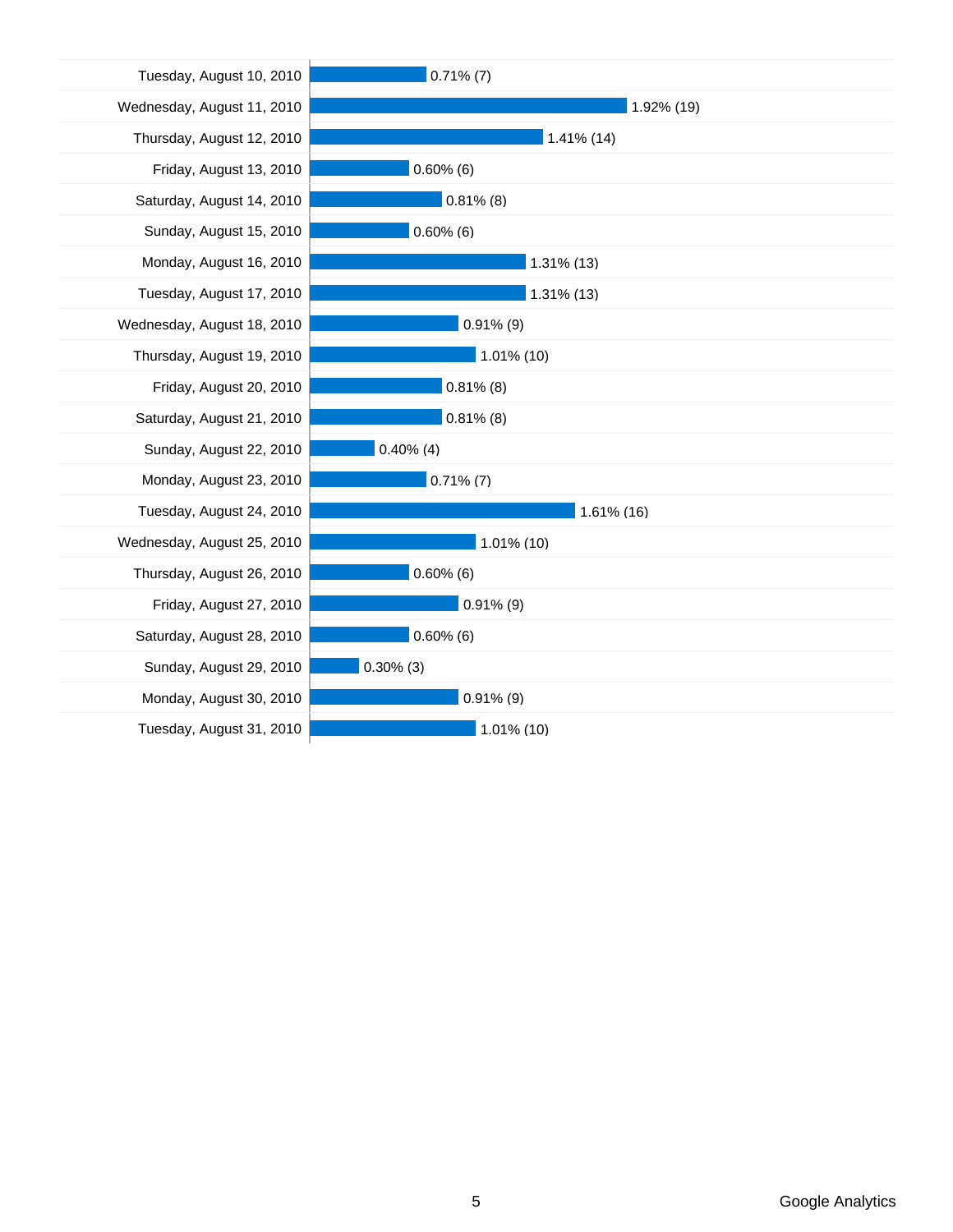Tuesday, August 10, 2010 0.71% (7)
Wednesday, August 11, 2010 1.92% (19)
Thursday, August 12, 2010 1.41% (14)
Friday, August 13, 2010 0.60% (6)
Saturday, August 14, 2010 0.81% (8)
Sunday, August 15, 2010 0.60% (6)
Monday, August 16, 2010 1.31% (13)
Tuesday, August 17, 2010 1.31% (13)
Wednesday, August 18, 2010 0.91% (9)
Thursday, August 19, 2010 1.01% (10)
Friday, August 20, 2010 0.81% (8)
Saturday, August 21, 2010 0.81% (8)
Sunday, August 22, 2010 0.40% (4)
Monday, August 23, 2010 0.71% (7)
Tuesday, August 24, 2010 1.61% (16)
Wednesday, August 25, 2010 1.01% (10)
Thursday, August 26, 2010 0.60% (6)
Friday, August 27, 2010 0.91% (9)
Saturday, August 28, 2010 0.60% (6)
Sunday, August 29, 2010 0.30% (3)
Monday, August 30, 2010 0.91% (9)
Tuesday, August 31, 2010 1.01% (10)